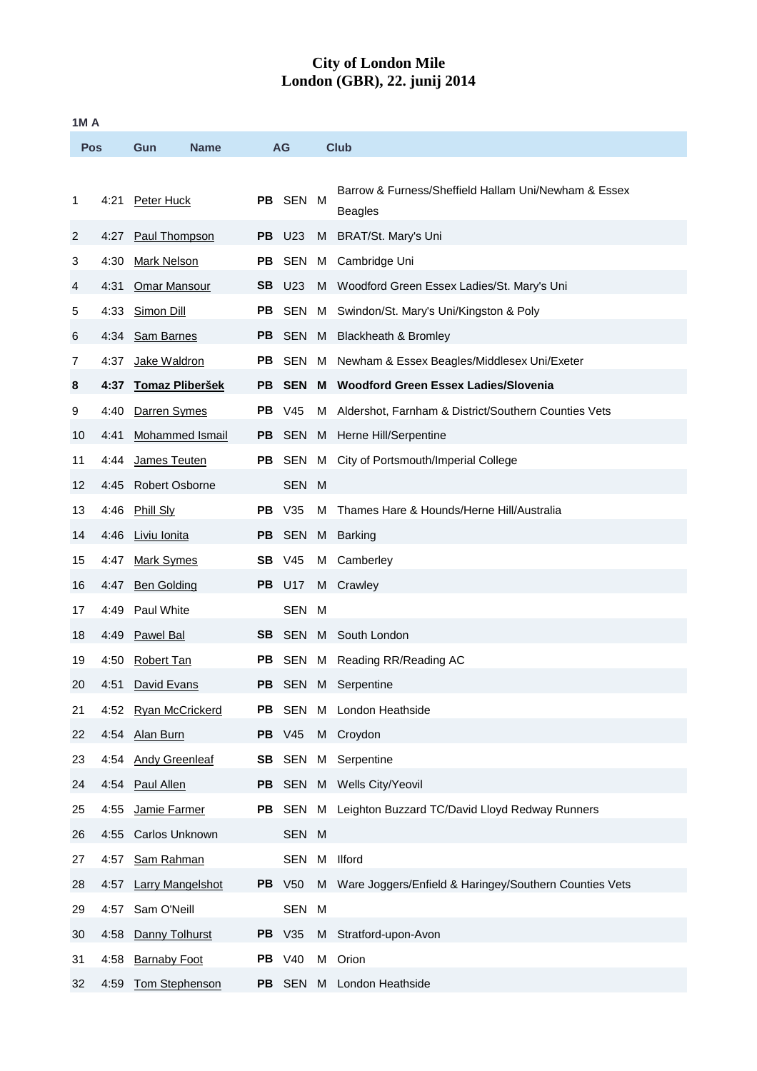# City of London Mile
## London (GBR), 22. junij 2014

**1M A**

| Pos | Gun | Name | | AG | | Club |
|---|---|---|---|---|---|---|
| 1 | 4:21 | Peter Huck | PB | SEN | M | Barrow & Furness/Sheffield Hallam Uni/Newham & Essex Beagles |
| 2 | 4:27 | Paul Thompson | PB | U23 | M | BRAT/St. Mary's Uni |
| 3 | 4:30 | Mark Nelson | PB | SEN | M | Cambridge Uni |
| 4 | 4:31 | Omar Mansour | SB | U23 | M | Woodford Green Essex Ladies/St. Mary's Uni |
| 5 | 4:33 | Simon Dill | PB | SEN | M | Swindon/St. Mary's Uni/Kingston & Poly |
| 6 | 4:34 | Sam Barnes | PB | SEN | M | Blackheath & Bromley |
| 7 | 4:37 | Jake Waldron | PB | SEN | M | Newham & Essex Beagles/Middlesex Uni/Exeter |
| **8** | **4:37** | **Tomaz Pliberšek** | **PB** | **SEN** | **M** | **Woodford Green Essex Ladies/Slovenia** |
| 9 | 4:40 | Darren Symes | PB | V45 | M | Aldershot, Farnham & District/Southern Counties Vets |
| 10 | 4:41 | Mohammed Ismail | PB | SEN | M | Herne Hill/Serpentine |
| 11 | 4:44 | James Teuten | PB | SEN | M | City of Portsmouth/Imperial College |
| 12 | 4:45 | Robert Osborne | | SEN | M | |
| 13 | 4:46 | Phill Sly | PB | V35 | M | Thames Hare & Hounds/Herne Hill/Australia |
| 14 | 4:46 | Liviu Ionita | PB | SEN | M | Barking |
| 15 | 4:47 | Mark Symes | SB | V45 | M | Camberley |
| 16 | 4:47 | Ben Golding | PB | U17 | M | Crawley |
| 17 | 4:49 | Paul White | | SEN | M | |
| 18 | 4:49 | Pawel Bal | SB | SEN | M | South London |
| 19 | 4:50 | Robert Tan | PB | SEN | M | Reading RR/Reading AC |
| 20 | 4:51 | David Evans | PB | SEN | M | Serpentine |
| 21 | 4:52 | Ryan McCrickerd | PB | SEN | M | London Heathside |
| 22 | 4:54 | Alan Burn | PB | V45 | M | Croydon |
| 23 | 4:54 | Andy Greenleaf | SB | SEN | M | Serpentine |
| 24 | 4:54 | Paul Allen | PB | SEN | M | Wells City/Yeovil |
| 25 | 4:55 | Jamie Farmer | PB | SEN | M | Leighton Buzzard TC/David Lloyd Redway Runners |
| 26 | 4:55 | Carlos Unknown | | SEN | M | |
| 27 | 4:57 | Sam Rahman | | SEN | M | Ilford |
| 28 | 4:57 | Larry Mangelshot | PB | V50 | M | Ware Joggers/Enfield & Haringey/Southern Counties Vets |
| 29 | 4:57 | Sam O'Neill | | SEN | M | |
| 30 | 4:58 | Danny Tolhurst | PB | V35 | M | Stratford-upon-Avon |
| 31 | 4:58 | Barnaby Foot | PB | V40 | M | Orion |
| 32 | 4:59 | Tom Stephenson | PB | SEN | M | London Heathside |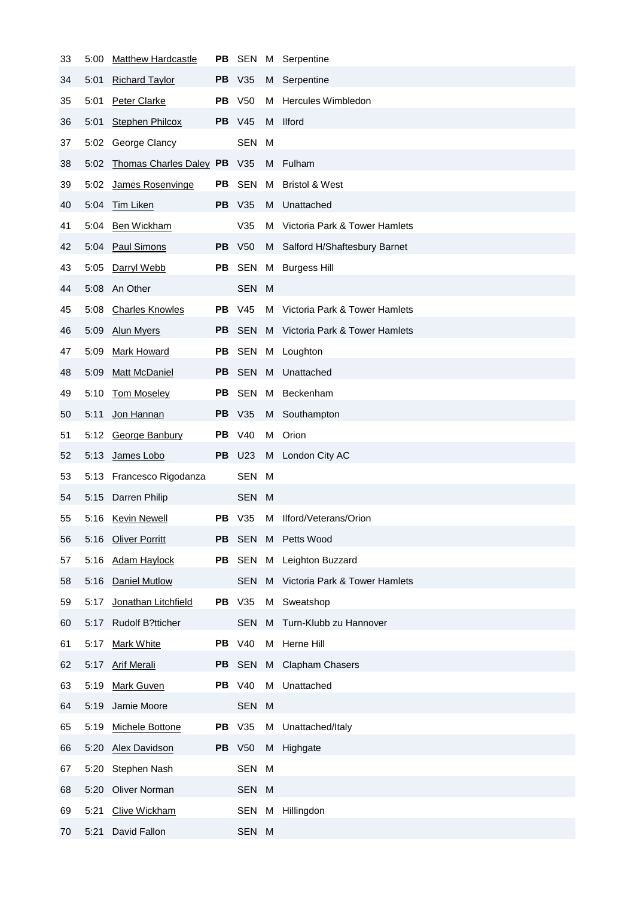| | | | | | | |
|---|---|---|---|---|---|---|
| 33 | 5:00 | Matthew Hardcastle | PB | SEN | M | Serpentine |
| 34 | 5:01 | Richard Taylor | PB | V35 | M | Serpentine |
| 35 | 5:01 | Peter Clarke | PB | V50 | M | Hercules Wimbledon |
| 36 | 5:01 | Stephen Philcox | PB | V45 | M | Ilford |
| 37 | 5:02 | George Clancy | | SEN | M | |
| 38 | 5:02 | Thomas Charles Daley | PB | V35 | M | Fulham |
| 39 | 5:02 | James Rosenvinge | PB | SEN | M | Bristol & West |
| 40 | 5:04 | Tim Liken | PB | V35 | M | Unattached |
| 41 | 5:04 | Ben Wickham | | V35 | M | Victoria Park & Tower Hamlets |
| 42 | 5:04 | Paul Simons | PB | V50 | M | Salford H/Shaftesbury Barnet |
| 43 | 5:05 | Darryl Webb | PB | SEN | M | Burgess Hill |
| 44 | 5:08 | An Other | | SEN | M | |
| 45 | 5:08 | Charles Knowles | PB | V45 | M | Victoria Park & Tower Hamlets |
| 46 | 5:09 | Alun Myers | PB | SEN | M | Victoria Park & Tower Hamlets |
| 47 | 5:09 | Mark Howard | PB | SEN | M | Loughton |
| 48 | 5:09 | Matt McDaniel | PB | SEN | M | Unattached |
| 49 | 5:10 | Tom Moseley | PB | SEN | M | Beckenham |
| 50 | 5:11 | Jon Hannan | PB | V35 | M | Southampton |
| 51 | 5:12 | George Banbury | PB | V40 | M | Orion |
| 52 | 5:13 | James Lobo | PB | U23 | M | London City AC |
| 53 | 5:13 | Francesco Rigodanza | | SEN | M | |
| 54 | 5:15 | Darren Philip | | SEN | M | |
| 55 | 5:16 | Kevin Newell | PB | V35 | M | Ilford/Veterans/Orion |
| 56 | 5:16 | Oliver Porritt | PB | SEN | M | Petts Wood |
| 57 | 5:16 | Adam Haylock | PB | SEN | M | Leighton Buzzard |
| 58 | 5:16 | Daniel Mutlow | | SEN | M | Victoria Park & Tower Hamlets |
| 59 | 5:17 | Jonathan Litchfield | PB | V35 | M | Sweatshop |
| 60 | 5:17 | Rudolf B?tticher | | SEN | M | Turn-Klubb zu Hannover |
| 61 | 5:17 | Mark White | PB | V40 | M | Herne Hill |
| 62 | 5:17 | Arif Merali | PB | SEN | M | Clapham Chasers |
| 63 | 5:19 | Mark Guven | PB | V40 | M | Unattached |
| 64 | 5:19 | Jamie Moore | | SEN | M | |
| 65 | 5:19 | Michele Bottone | PB | V35 | M | Unattached/Italy |
| 66 | 5:20 | Alex Davidson | PB | V50 | M | Highgate |
| 67 | 5:20 | Stephen Nash | | SEN | M | |
| 68 | 5:20 | Oliver Norman | | SEN | M | |
| 69 | 5:21 | Clive Wickham | | SEN | M | Hillingdon |
| 70 | 5:21 | David Fallon | | SEN | M | |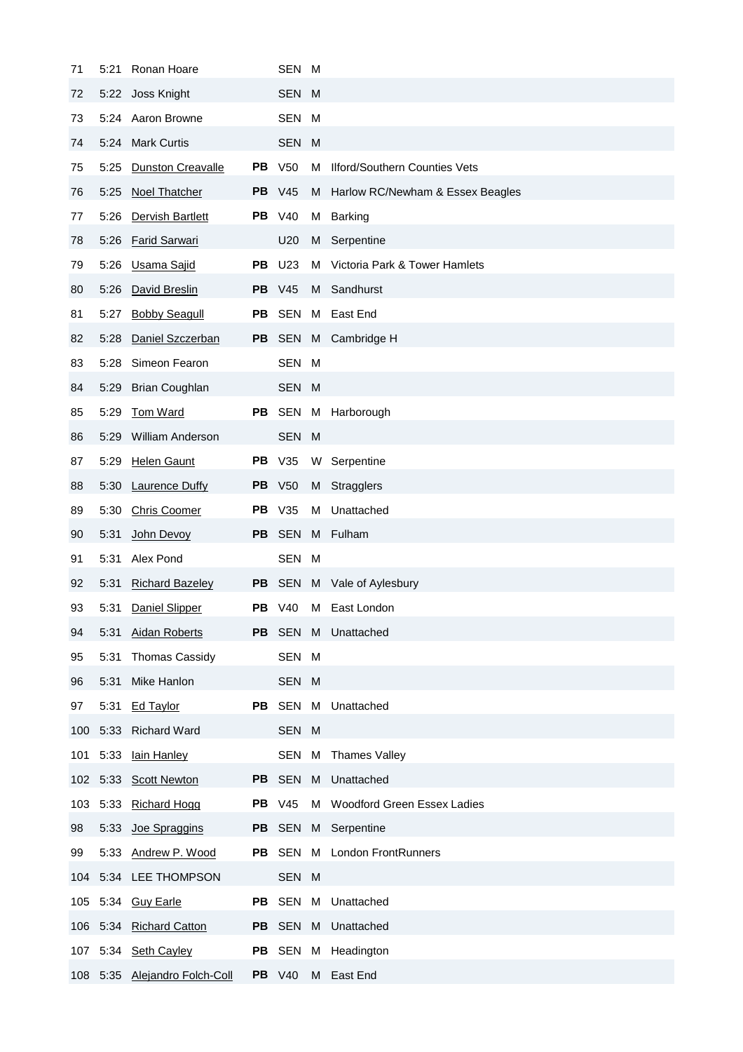| | | | | | | |
|---|---|---|---|---|---|---|
| 71 | 5:21 | Ronan Hoare | | SEN | M | |
| 72 | 5:22 | Joss Knight | | SEN | M | |
| 73 | 5:24 | Aaron Browne | | SEN | M | |
| 74 | 5:24 | Mark Curtis | | SEN | M | |
| 75 | 5:25 | Dunston Creavalle | PB | V50 | M | Ilford/Southern Counties Vets |
| 76 | 5:25 | Noel Thatcher | PB | V45 | M | Harlow RC/Newham & Essex Beagles |
| 77 | 5:26 | Dervish Bartlett | PB | V40 | M | Barking |
| 78 | 5:26 | Farid Sarwari | | U20 | M | Serpentine |
| 79 | 5:26 | Usama Sajid | PB | U23 | M | Victoria Park & Tower Hamlets |
| 80 | 5:26 | David Breslin | PB | V45 | M | Sandhurst |
| 81 | 5:27 | Bobby Seagull | PB | SEN | M | East End |
| 82 | 5:28 | Daniel Szczerban | PB | SEN | M | Cambridge H |
| 83 | 5:28 | Simeon Fearon | | SEN | M | |
| 84 | 5:29 | Brian Coughlan | | SEN | M | |
| 85 | 5:29 | Tom Ward | PB | SEN | M | Harborough |
| 86 | 5:29 | William Anderson | | SEN | M | |
| 87 | 5:29 | Helen Gaunt | PB | V35 | W | Serpentine |
| 88 | 5:30 | Laurence Duffy | PB | V50 | M | Stragglers |
| 89 | 5:30 | Chris Coomer | PB | V35 | M | Unattached |
| 90 | 5:31 | John Devoy | PB | SEN | M | Fulham |
| 91 | 5:31 | Alex Pond | | SEN | M | |
| 92 | 5:31 | Richard Bazeley | PB | SEN | M | Vale of Aylesbury |
| 93 | 5:31 | Daniel Slipper | PB | V40 | M | East London |
| 94 | 5:31 | Aidan Roberts | PB | SEN | M | Unattached |
| 95 | 5:31 | Thomas Cassidy | | SEN | M | |
| 96 | 5:31 | Mike Hanlon | | SEN | M | |
| 97 | 5:31 | Ed Taylor | PB | SEN | M | Unattached |
| 100 | 5:33 | Richard Ward | | SEN | M | |
| 101 | 5:33 | Iain Hanley | | SEN | M | Thames Valley |
| 102 | 5:33 | Scott Newton | PB | SEN | M | Unattached |
| 103 | 5:33 | Richard Hogg | PB | V45 | M | Woodford Green Essex Ladies |
| 98 | 5:33 | Joe Spraggins | PB | SEN | M | Serpentine |
| 99 | 5:33 | Andrew P. Wood | PB | SEN | M | London FrontRunners |
| 104 | 5:34 | LEE THOMPSON | | SEN | M | |
| 105 | 5:34 | Guy Earle | PB | SEN | M | Unattached |
| 106 | 5:34 | Richard Catton | PB | SEN | M | Unattached |
| 107 | 5:34 | Seth Cayley | PB | SEN | M | Headington |
| 108 | 5:35 | Alejandro Folch-Coll | PB | V40 | M | East End |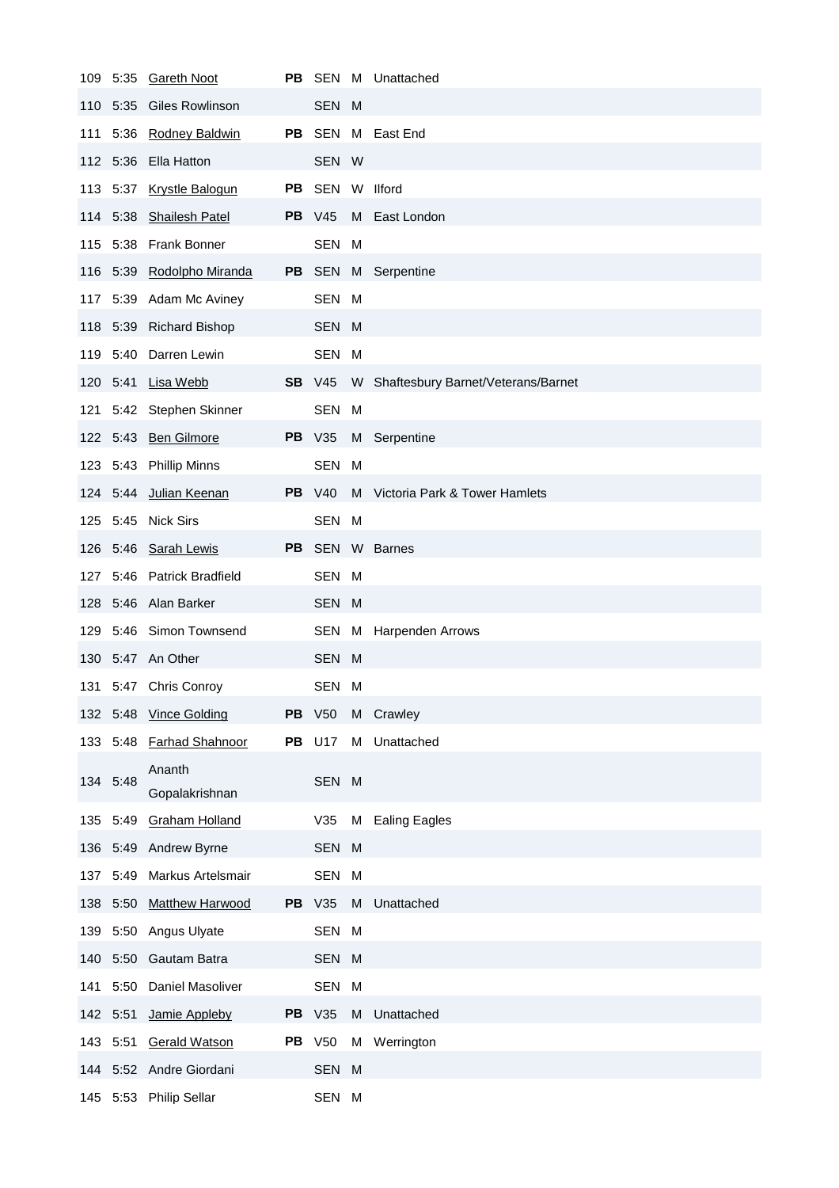| | | | | | | |
|---|---|---|---|---|---|---|
| 109 | 5:35 | Gareth Noot | PB | SEN | M | Unattached |
| 110 | 5:35 | Giles Rowlinson | | SEN | M | |
| 111 | 5:36 | Rodney Baldwin | PB | SEN | M | East End |
| 112 | 5:36 | Ella Hatton | | SEN | W | |
| 113 | 5:37 | Krystle Balogun | PB | SEN | W | Ilford |
| 114 | 5:38 | Shailesh Patel | PB | V45 | M | East London |
| 115 | 5:38 | Frank Bonner | | SEN | M | |
| 116 | 5:39 | Rodolpho Miranda | PB | SEN | M | Serpentine |
| 117 | 5:39 | Adam Mc Aviney | | SEN | M | |
| 118 | 5:39 | Richard Bishop | | SEN | M | |
| 119 | 5:40 | Darren Lewin | | SEN | M | |
| 120 | 5:41 | Lisa Webb | SB | V45 | W | Shaftesbury Barnet/Veterans/Barnet |
| 121 | 5:42 | Stephen Skinner | | SEN | M | |
| 122 | 5:43 | Ben Gilmore | PB | V35 | M | Serpentine |
| 123 | 5:43 | Phillip Minns | | SEN | M | |
| 124 | 5:44 | Julian Keenan | PB | V40 | M | Victoria Park & Tower Hamlets |
| 125 | 5:45 | Nick Sirs | | SEN | M | |
| 126 | 5:46 | Sarah Lewis | PB | SEN | W | Barnes |
| 127 | 5:46 | Patrick Bradfield | | SEN | M | |
| 128 | 5:46 | Alan Barker | | SEN | M | |
| 129 | 5:46 | Simon Townsend | | SEN | M | Harpenden Arrows |
| 130 | 5:47 | An Other | | SEN | M | |
| 131 | 5:47 | Chris Conroy | | SEN | M | |
| 132 | 5:48 | Vince Golding | PB | V50 | M | Crawley |
| 133 | 5:48 | Farhad Shahnoor | PB | U17 | M | Unattached |
| 134 | 5:48 | Ananth Gopalakrishnan | | SEN | M | |
| 135 | 5:49 | Graham Holland | | V35 | M | Ealing Eagles |
| 136 | 5:49 | Andrew Byrne | | SEN | M | |
| 137 | 5:49 | Markus Artelsmair | | SEN | M | |
| 138 | 5:50 | Matthew Harwood | PB | V35 | M | Unattached |
| 139 | 5:50 | Angus Ulyate | | SEN | M | |
| 140 | 5:50 | Gautam Batra | | SEN | M | |
| 141 | 5:50 | Daniel Masoliver | | SEN | M | |
| 142 | 5:51 | Jamie Appleby | PB | V35 | M | Unattached |
| 143 | 5:51 | Gerald Watson | PB | V50 | M | Werrington |
| 144 | 5:52 | Andre Giordani | | SEN | M | |
| 145 | 5:53 | Philip Sellar | | SEN | M | |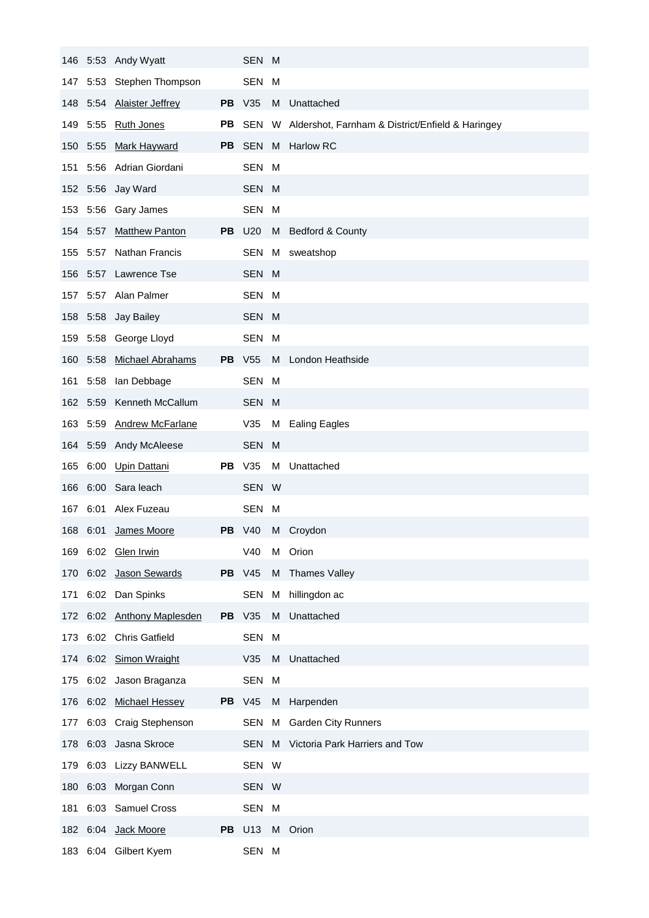| | | | | | | |
|---|---|---|---|---|---|---|
| 146 | 5:53 | Andy Wyatt | | SEN | M | |
| 147 | 5:53 | Stephen Thompson | | SEN | M | |
| 148 | 5:54 | Alaister Jeffrey | PB | V35 | M | Unattached |
| 149 | 5:55 | Ruth Jones | PB | SEN | W | Aldershot, Farnham & District/Enfield & Haringey |
| 150 | 5:55 | Mark Hayward | PB | SEN | M | Harlow RC |
| 151 | 5:56 | Adrian Giordani | | SEN | M | |
| 152 | 5:56 | Jay Ward | | SEN | M | |
| 153 | 5:56 | Gary James | | SEN | M | |
| 154 | 5:57 | Matthew Panton | PB | U20 | M | Bedford & County |
| 155 | 5:57 | Nathan Francis | | SEN | M | sweatshop |
| 156 | 5:57 | Lawrence Tse | | SEN | M | |
| 157 | 5:57 | Alan Palmer | | SEN | M | |
| 158 | 5:58 | Jay Bailey | | SEN | M | |
| 159 | 5:58 | George Lloyd | | SEN | M | |
| 160 | 5:58 | Michael Abrahams | PB | V55 | M | London Heathside |
| 161 | 5:58 | Ian Debbage | | SEN | M | |
| 162 | 5:59 | Kenneth McCallum | | SEN | M | |
| 163 | 5:59 | Andrew McFarlane | | V35 | M | Ealing Eagles |
| 164 | 5:59 | Andy McAleese | | SEN | M | |
| 165 | 6:00 | Upin Dattani | PB | V35 | M | Unattached |
| 166 | 6:00 | Sara leach | | SEN | W | |
| 167 | 6:01 | Alex Fuzeau | | SEN | M | |
| 168 | 6:01 | James Moore | PB | V40 | M | Croydon |
| 169 | 6:02 | Glen Irwin | | V40 | M | Orion |
| 170 | 6:02 | Jason Sewards | PB | V45 | M | Thames Valley |
| 171 | 6:02 | Dan Spinks | | SEN | M | hillingdon ac |
| 172 | 6:02 | Anthony Maplesden | PB | V35 | M | Unattached |
| 173 | 6:02 | Chris Gatfield | | SEN | M | |
| 174 | 6:02 | Simon Wraight | | V35 | M | Unattached |
| 175 | 6:02 | Jason Braganza | | SEN | M | |
| 176 | 6:02 | Michael Hessey | PB | V45 | M | Harpenden |
| 177 | 6:03 | Craig Stephenson | | SEN | M | Garden City Runners |
| 178 | 6:03 | Jasna Skroce | | SEN | M | Victoria Park Harriers and Tow |
| 179 | 6:03 | Lizzy BANWELL | | SEN | W | |
| 180 | 6:03 | Morgan Conn | | SEN | W | |
| 181 | 6:03 | Samuel Cross | | SEN | M | |
| 182 | 6:04 | Jack Moore | PB | U13 | M | Orion |
| 183 | 6:04 | Gilbert Kyem | | SEN | M | |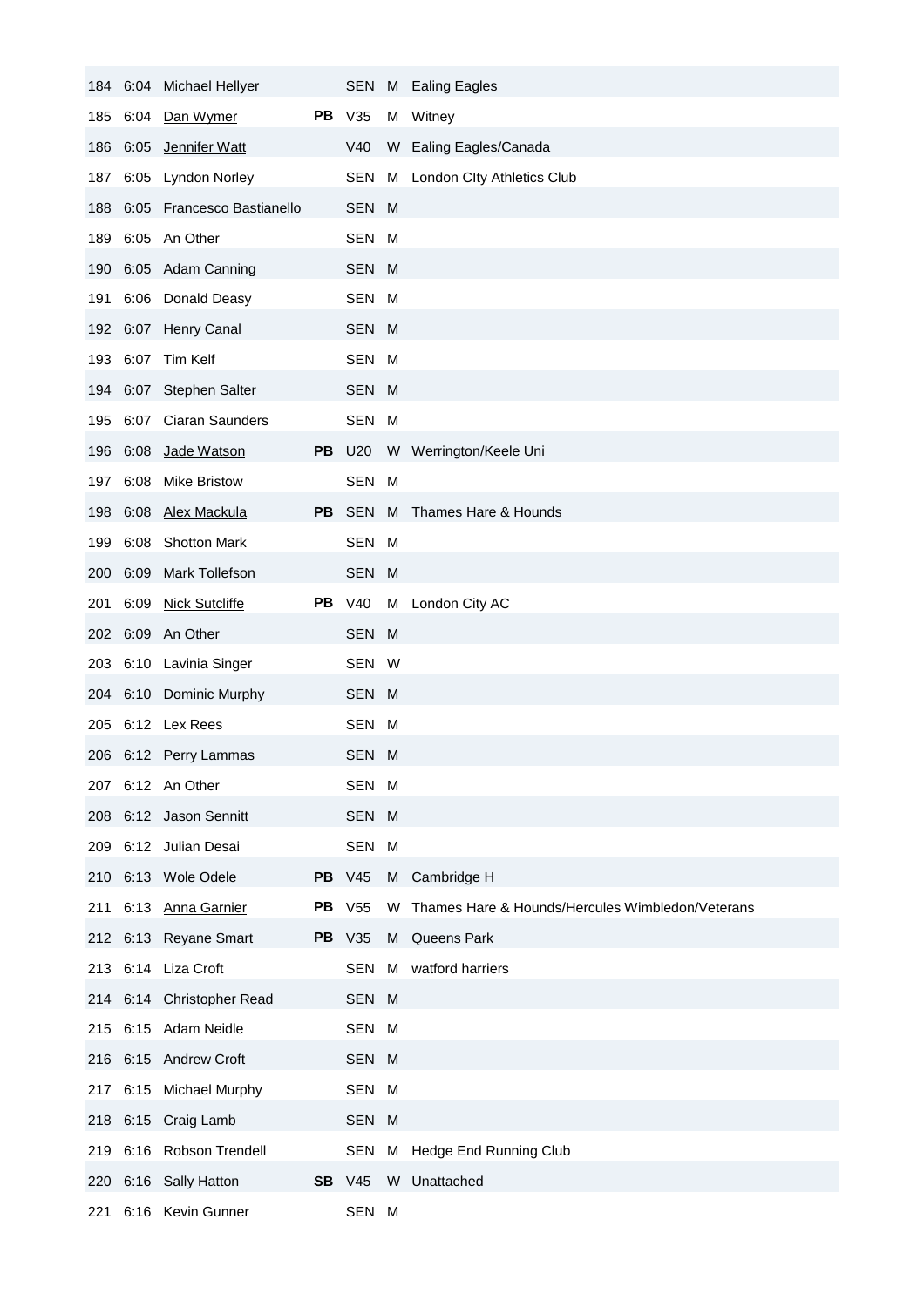| | | | | | | |
|---|---|---|---|---|---|---|
| 184 | 6:04 | Michael Hellyer | | SEN | M | Ealing Eagles |
| 185 | 6:04 | Dan Wymer | **PB** | V35 | M | Witney |
| 186 | 6:05 | Jennifer Watt | | V40 | W | Ealing Eagles/Canada |
| 187 | 6:05 | Lyndon Norley | | SEN | M | London CIty Athletics Club |
| 188 | 6:05 | Francesco Bastianello | | SEN | M | |
| 189 | 6:05 | An Other | | SEN | M | |
| 190 | 6:05 | Adam Canning | | SEN | M | |
| 191 | 6:06 | Donald Deasy | | SEN | M | |
| 192 | 6:07 | Henry Canal | | SEN | M | |
| 193 | 6:07 | Tim Kelf | | SEN | M | |
| 194 | 6:07 | Stephen Salter | | SEN | M | |
| 195 | 6:07 | Ciaran Saunders | | SEN | M | |
| 196 | 6:08 | Jade Watson | **PB** | U20 | W | Werrington/Keele Uni |
| 197 | 6:08 | Mike Bristow | | SEN | M | |
| 198 | 6:08 | Alex Mackula | **PB** | SEN | M | Thames Hare & Hounds |
| 199 | 6:08 | Shotton Mark | | SEN | M | |
| 200 | 6:09 | Mark Tollefson | | SEN | M | |
| 201 | 6:09 | Nick Sutcliffe | **PB** | V40 | M | London City AC |
| 202 | 6:09 | An Other | | SEN | M | |
| 203 | 6:10 | Lavinia Singer | | SEN | W | |
| 204 | 6:10 | Dominic Murphy | | SEN | M | |
| 205 | 6:12 | Lex Rees | | SEN | M | |
| 206 | 6:12 | Perry Lammas | | SEN | M | |
| 207 | 6:12 | An Other | | SEN | M | |
| 208 | 6:12 | Jason Sennitt | | SEN | M | |
| 209 | 6:12 | Julian Desai | | SEN | M | |
| 210 | 6:13 | Wole Odele | **PB** | V45 | M | Cambridge H |
| 211 | 6:13 | Anna Garnier | **PB** | V55 | W | Thames Hare & Hounds/Hercules Wimbledon/Veterans |
| 212 | 6:13 | Reyane Smart | **PB** | V35 | M | Queens Park |
| 213 | 6:14 | Liza Croft | | SEN | M | watford harriers |
| 214 | 6:14 | Christopher Read | | SEN | M | |
| 215 | 6:15 | Adam Neidle | | SEN | M | |
| 216 | 6:15 | Andrew Croft | | SEN | M | |
| 217 | 6:15 | Michael Murphy | | SEN | M | |
| 218 | 6:15 | Craig Lamb | | SEN | M | |
| 219 | 6:16 | Robson Trendell | | SEN | M | Hedge End Running Club |
| 220 | 6:16 | Sally Hatton | **SB** | V45 | W | Unattached |
| 221 | 6:16 | Kevin Gunner | | SEN | M | |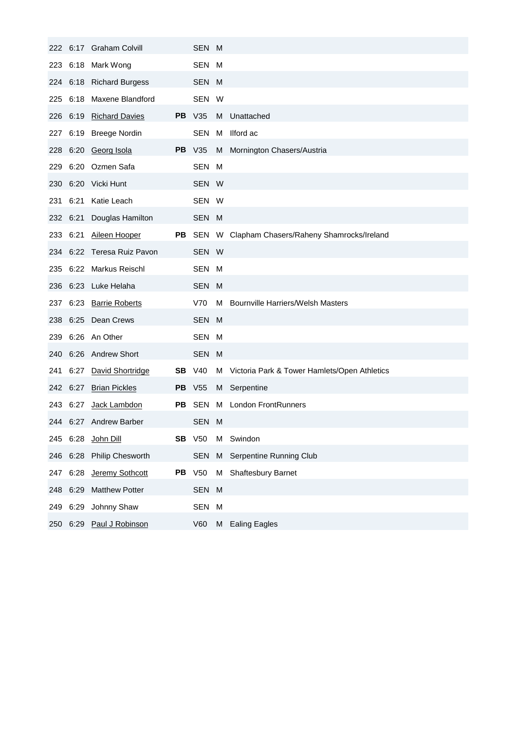| | | | | | | |
|---|---|---|---|---|---|---|
| 222 | 6:17 | Graham Colvill | | SEN | M | |
| 223 | 6:18 | Mark Wong | | SEN | M | |
| 224 | 6:18 | Richard Burgess | | SEN | M | |
| 225 | 6:18 | Maxene Blandford | | SEN | W | |
| 226 | 6:19 | Richard Davies | **PB** | V35 | M | Unattached |
| 227 | 6:19 | Breege Nordin | | SEN | M | Ilford ac |
| 228 | 6:20 | Georg Isola | **PB** | V35 | M | Mornington Chasers/Austria |
| 229 | 6:20 | Ozmen Safa | | SEN | M | |
| 230 | 6:20 | Vicki Hunt | | SEN | W | |
| 231 | 6:21 | Katie Leach | | SEN | W | |
| 232 | 6:21 | Douglas Hamilton | | SEN | M | |
| 233 | 6:21 | Aileen Hooper | **PB** | SEN | W | Clapham Chasers/Raheny Shamrocks/Ireland |
| 234 | 6:22 | Teresa Ruiz Pavon | | SEN | W | |
| 235 | 6:22 | Markus Reischl | | SEN | M | |
| 236 | 6:23 | Luke Helaha | | SEN | M | |
| 237 | 6:23 | Barrie Roberts | | V70 | M | Bournville Harriers/Welsh Masters |
| 238 | 6:25 | Dean Crews | | SEN | M | |
| 239 | 6:26 | An Other | | SEN | M | |
| 240 | 6:26 | Andrew Short | | SEN | M | |
| 241 | 6:27 | David Shortridge | **SB** | V40 | M | Victoria Park & Tower Hamlets/Open Athletics |
| 242 | 6:27 | Brian Pickles | **PB** | V55 | M | Serpentine |
| 243 | 6:27 | Jack Lambdon | **PB** | SEN | M | London FrontRunners |
| 244 | 6:27 | Andrew Barber | | SEN | M | |
| 245 | 6:28 | John Dill | **SB** | V50 | M | Swindon |
| 246 | 6:28 | Philip Chesworth | | SEN | M | Serpentine Running Club |
| 247 | 6:28 | Jeremy Sothcott | **PB** | V50 | M | Shaftesbury Barnet |
| 248 | 6:29 | Matthew Potter | | SEN | M | |
| 249 | 6:29 | Johnny Shaw | | SEN | M | |
| 250 | 6:29 | Paul J Robinson | | V60 | M | Ealing Eagles |